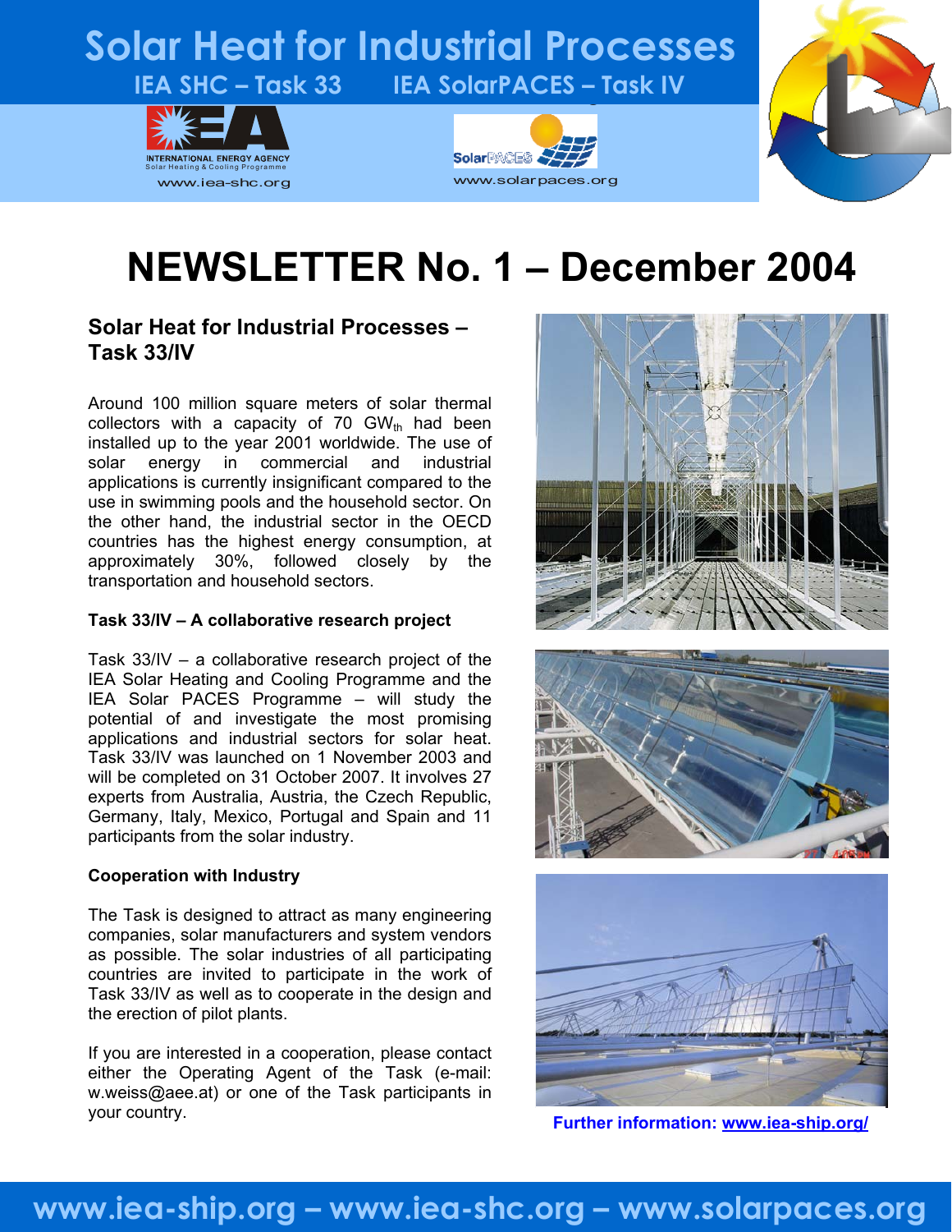# Solar Heat for Industrial Processes

**IEA SHC – Task 33** **IEA SolarPACES – Task IV**

INTERNATIONAL ENERGY AGENCY
Solar Heating & Cooling Programme
www.iea-shc.org

www.solarpaces.org

# NEWSLETTER No. 1 – December 2004

## Solar Heat for Industrial Processes – Task 33/IV

Around 100 million square meters of solar thermal collectors with a capacity of 70 $GW_{th}$ had been installed up to the year 2001 worldwide. The use of solar energy in commercial and industrial applications is currently insignificant compared to the use in swimming pools and the household sector. On the other hand, the industrial sector in the OECD countries has the highest energy consumption, at approximately 30%, followed closely by the transportation and household sectors.

### Task 33/IV – A collaborative research project

Task 33/IV – a collaborative research project of the IEA Solar Heating and Cooling Programme and the IEA Solar PACES Programme – will study the potential of and investigate the most promising applications and industrial sectors for solar heat. Task 33/IV was launched on 1 November 2003 and will be completed on 31 October 2007. It involves 27 experts from Australia, Austria, the Czech Republic, Germany, Italy, Mexico, Portugal and Spain and 11 participants from the solar industry.

### Cooperation with Industry

The Task is designed to attract as many engineering companies, solar manufacturers and system vendors as possible. The solar industries of all participating countries are invited to participate in the work of Task 33/IV as well as to cooperate in the design and the erection of pilot plants.

If you are interested in a cooperation, please contact either the Operating Agent of the Task (e-mail: w.weiss@aee.at) or one of the Task participants in your country.

**Further information: www.iea-ship.org/**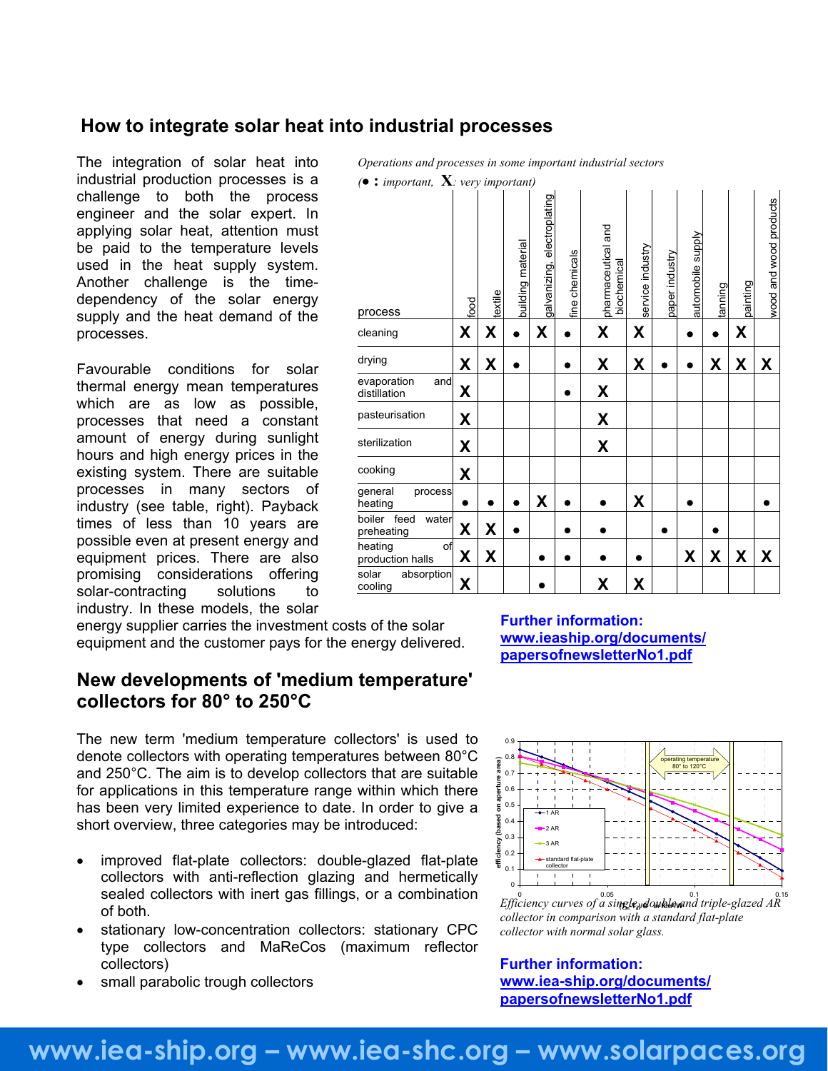## How to integrate solar heat into industrial processes

The integration of solar heat into industrial production processes is a challenge to both the process engineer and the solar expert. In applying solar heat, attention must be paid to the temperature levels used in the heat supply system. Another challenge is the time-dependency of the solar energy supply and the heat demand of the processes.

Favourable conditions for solar thermal energy mean temperatures which are as low as possible, processes that need a constant amount of energy during sunlight hours and high energy prices in the existing system. There are suitable processes in many sectors of industry (see table, right). Payback times of less than 10 years are possible even at present energy and equipment prices. There are also promising considerations offering solar-contracting solutions to industry. In these models, the solar energy supplier carries the investment costs of the solar equipment and the customer pays for the energy delivered.

*Operations and processes in some important industrial sectors*
*(● : important, X: very important)*

| process | food | textile | building material | galvanizing, electroplating | fine chemicals | pharmaceutical and biochemical | service industry | paper industry | automobile supply | tanning | painting | wood and wood products |
|---|---|---|---|---|---|---|---|---|---|---|---|---|
| cleaning | X | X | ● | X | ● | X | X | | ● | ● | X | |
| drying | X | X | ● | | ● | X | X | ● | ● | X | X | X |
| evaporation and distillation | X | | | | ● | X | | | | | | |
| pasteurisation | X | | | | | X | | | | | | |
| sterilization | X | | | | | X | | | | | | |
| cooking | X | | | | | | | | | | | |
| general process heating | ● | ● | ● | X | ● | ● | X | | ● | | | ● |
| boiler feed water preheating | X | X | ● | | ● | ● | | ● | | ● | | |
| heating of production halls | X | X | | ● | ● | ● | ● | | X | X | X | X |
| solar absorption cooling | X | | | ● | | X | X | | | | | |

**Further information:**
**www.ieaship.org/documents/papersofnewsletterNo1.pdf**

## New developments of 'medium temperature' collectors for 80° to 250°C

The new term 'medium temperature collectors' is used to denote collectors with operating temperatures between 80°C and 250°C. The aim is to develop collectors that are suitable for applications in this temperature range within which there has been very limited experience to date. In order to give a short overview, three categories may be introduced:

- improved flat-plate collectors: double-glazed flat-plate collectors with anti-reflection glazing and hermetically sealed collectors with inert gas fillings, or a combination of both.
- stationary low-concentration collectors: stationary CPC type collectors and MaReCos (maximum reflector collectors)
- small parabolic trough collectors

*Efficiency curves of a single, double and triple-glazed AR collector in comparison with a standard flat-plate collector with normal solar glass.*

**Further information:**
**www.iea-ship.org/documents/papersofnewsletterNo1.pdf**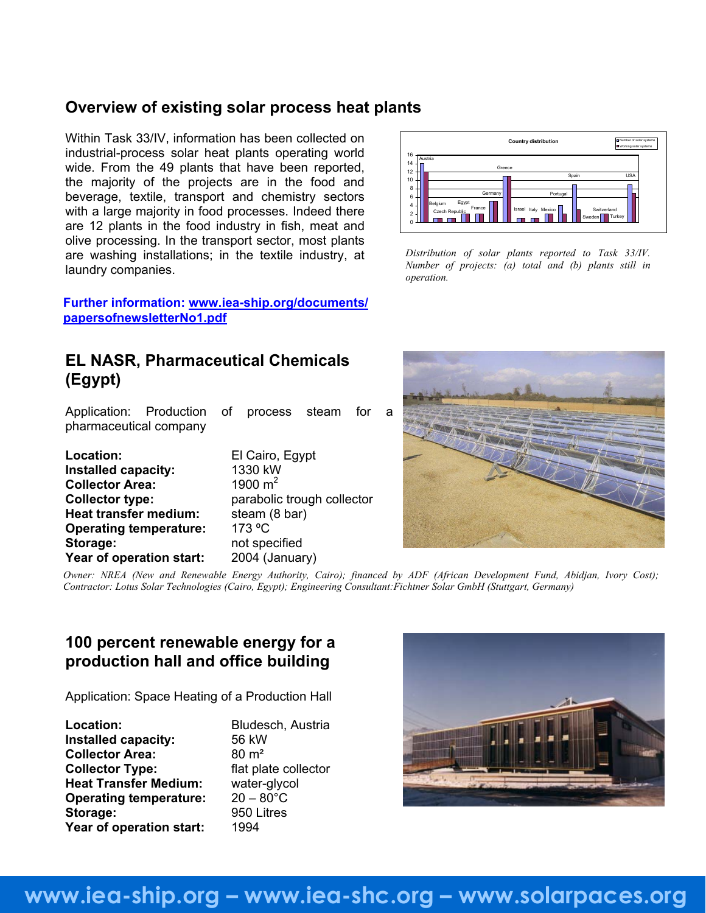## Overview of existing solar process heat plants

Within Task 33/IV, information has been collected on industrial-process solar heat plants operating world wide. From the 49 plants that have been reported, the majority of the projects are in the food and beverage, textile, transport and chemistry sectors with a large majority in food processes. Indeed there are 12 plants in the food industry in fish, meat and olive processing. In the transport sector, most plants are washing installations; in the textile industry, at laundry companies.

*Distribution of solar plants reported to Task 33/IV. Number of projects: (a) total and (b) plants still in operation.*

**Further information: [www.iea-ship.org/documents/papersofnewsletterNo1.pdf](www.iea-ship.org/documents/papersofnewsletterNo1.pdf)**

## EL NASR, Pharmaceutical Chemicals (Egypt)

Application: Production of process steam for a pharmaceutical company

| | |
|---|---|
| **Location:** | El Cairo, Egypt |
| **Installed capacity:** | 1330 kW |
| **Collector Area:** | 1900 $m^2$ |
| **Collector type:** | parabolic trough collector |
| **Heat transfer medium:** | steam (8 bar) |
| **Operating temperature:** | 173 ºC |
| **Storage:** | not specified |
| **Year of operation start:** | 2004 (January) |

*Owner: NREA (New and Renewable Energy Authority, Cairo); financed by ADF (African Development Fund, Abidjan, Ivory Cost); Contractor: Lotus Solar Technologies (Cairo, Egypt); Engineering Consultant:Fichtner Solar GmbH (Stuttgart, Germany)*

## 100 percent renewable energy for a production hall and office building

Application: Space Heating of a Production Hall

| | |
|---|---|
| **Location:** | Bludesch, Austria |
| **Installed capacity:** | 56 kW |
| **Collector Area:** | 80 m² |
| **Collector Type:** | flat plate collector |
| **Heat Transfer Medium:** | water-glycol |
| **Operating temperature:** | 20 – 80°C |
| **Storage:** | 950 Litres |
| **Year of operation start:** | 1994 |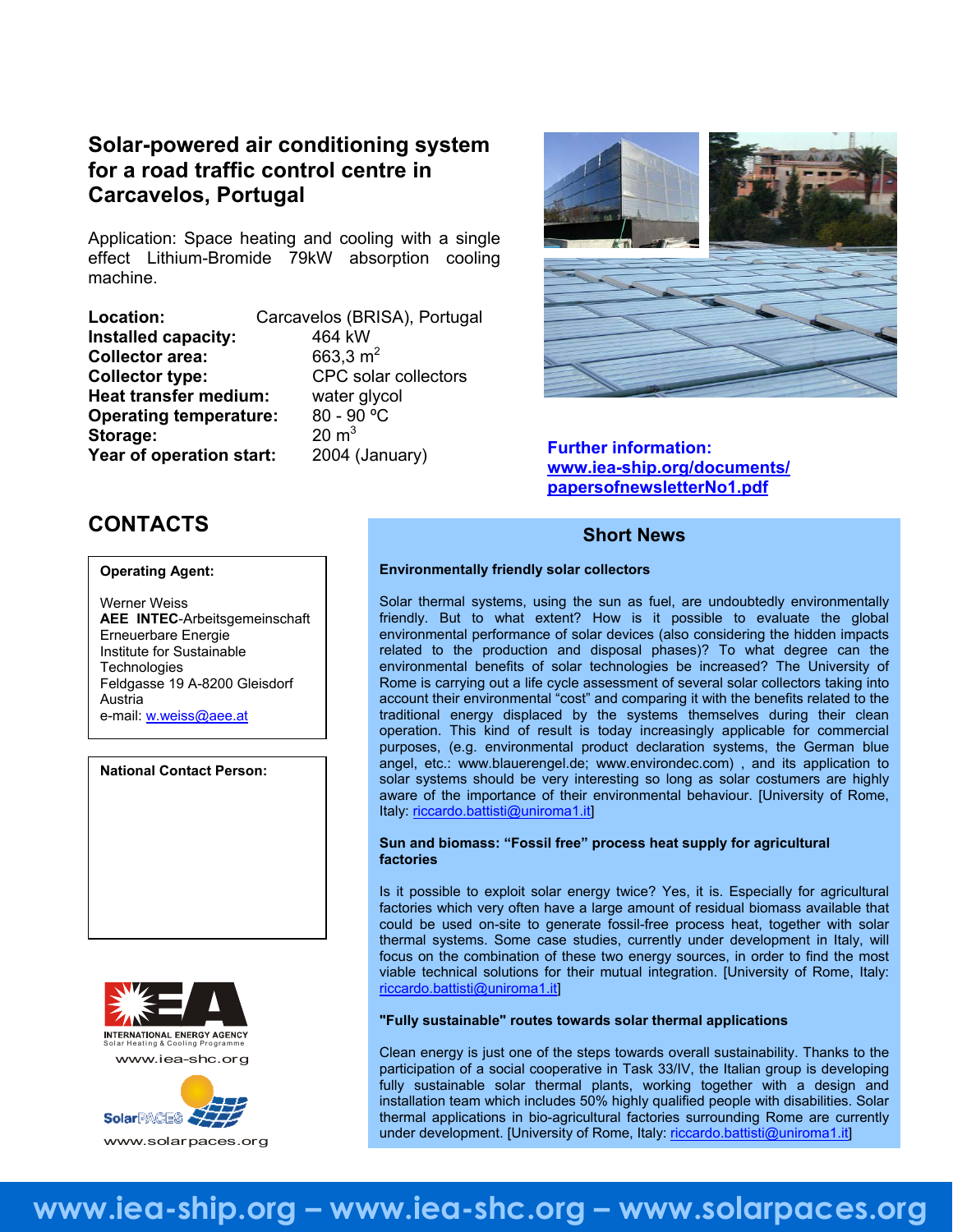## Solar-powered air conditioning system for a road traffic control centre in Carcavelos, Portugal

Application: Space heating and cooling with a single effect Lithium-Bromide 79kW absorption cooling machine.

**Location:** Carcavelos (BRISA), Portugal
**Installed capacity:** 464 kW
**Collector area:** 663,3 $m^2$
**Collector type:** CPC solar collectors
**Heat transfer medium:** water glycol
**Operating temperature:** 80 - 90 ºC
**Storage:** 20 $m^3$
**Year of operation start:** 2004 (January)

**Further information:**
**www.iea-ship.org/documents/papersofnewsletterNo1.pdf**

## CONTACTS

**Operating Agent:**

Werner Weiss
**AEE INTEC**-Arbeitsgemeinschaft Erneuerbare Energie
Institute for Sustainable Technologies
Feldgasse 19 A-8200 Gleisdorf
Austria
e-mail: w.weiss@aee.at

**National Contact Person:**

INTERNATIONAL ENERGY AGENCY
Solar Heating & Cooling Programme
www.iea-shc.org

SolarPACES
www.solarpaces.org

## Short News

### Environmentally friendly solar collectors

Solar thermal systems, using the sun as fuel, are undoubtedly environmentally friendly. But to what extent? How is it possible to evaluate the global environmental performance of solar devices (also considering the hidden impacts related to the production and disposal phases)? To what degree can the environmental benefits of solar technologies be increased? The University of Rome is carrying out a life cycle assessment of several solar collectors taking into account their environmental "cost" and comparing it with the benefits related to the traditional energy displaced by the systems themselves during their clean operation. This kind of result is today increasingly applicable for commercial purposes, (e.g. environmental product declaration systems, the German blue angel, etc.: www.blauerengel.de; www.environdec.com) , and its application to solar systems should be very interesting so long as solar costumers are highly aware of the importance of their environmental behaviour. [University of Rome, Italy: riccardo.battisti@uniroma1.it]

### Sun and biomass: "Fossil free" process heat supply for agricultural factories

Is it possible to exploit solar energy twice? Yes, it is. Especially for agricultural factories which very often have a large amount of residual biomass available that could be used on-site to generate fossil-free process heat, together with solar thermal systems. Some case studies, currently under development in Italy, will focus on the combination of these two energy sources, in order to find the most viable technical solutions for their mutual integration. [University of Rome, Italy: riccardo.battisti@uniroma1.it]

### "Fully sustainable" routes towards solar thermal applications

Clean energy is just one of the steps towards overall sustainability. Thanks to the participation of a social cooperative in Task 33/IV, the Italian group is developing fully sustainable solar thermal plants, working together with a design and installation team which includes 50% highly qualified people with disabilities. Solar thermal applications in bio-agricultural factories surrounding Rome are currently under development. [University of Rome, Italy: riccardo.battisti@uniroma1.it]

**www.iea-ship.org – www.iea-shc.org – www.solarpaces.org**